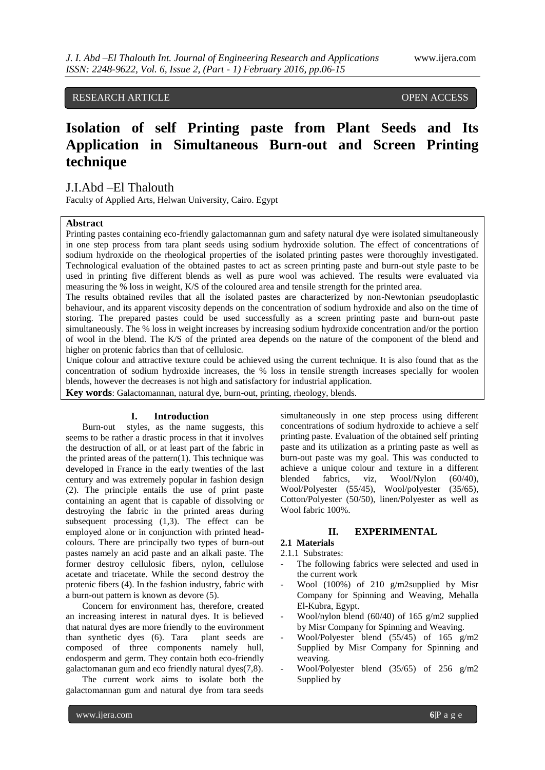RESEARCH ARTICLE OPEN ACCESS

# Isolation of self Printing paste from Plant Seeds and Its Application in Simultaneous Burn-out and Screen Printing technique

J.I.Abd –El Thalouth

Faculty of Applied Arts, Helwan University, Cairo. Egypt

**Abstract**

Printing pastes containing eco-friendly galactomannan gum and safety natural dye were isolated simultaneously in one step process from tara plant seeds using sodium hydroxide solution. The effect of concentrations of sodium hydroxide on the rheological properties of the isolated printing pastes were thoroughly investigated. Technological evaluation of the obtained pastes to act as screen printing paste and burn-out style paste to be used in printing five different blends as well as pure wool was achieved. The results were evaluated via measuring the % loss in weight, K/S of the coloured area and tensile strength for the printed area.

The results obtained reviles that all the isolated pastes are characterized by non-Newtonian pseudoplastic behaviour, and its apparent viscosity depends on the concentration of sodium hydroxide and also on the time of storing. The prepared pastes could be used successfully as a screen printing paste and burn-out paste simultaneously. The % loss in weight increases by increasing sodium hydroxide concentration and/or the portion of wool in the blend. The K/S of the printed area depends on the nature of the component of the blend and higher on protenic fabrics than that of cellulosic.

Unique colour and attractive texture could be achieved using the current technique. It is also found that as the concentration of sodium hydroxide increases, the % loss in tensile strength increases specially for woolen blends, however the decreases is not high and satisfactory for industrial application.

**Key words**: Galactomannan, natural dye, burn-out, printing, rheology, blends.

## I. Introduction

Burn-out styles, as the name suggests, this seems to be rather a drastic process in that it involves the destruction of all, or at least part of the fabric in the printed areas of the pattern(1). This technique was developed in France in the early twenties of the last century and was extremely popular in fashion design (2). The principle entails the use of print paste containing an agent that is capable of dissolving or destroying the fabric in the printed areas during subsequent processing (1,3). The effect can be employed alone or in conjunction with printed head-colours. There are principally two types of burn-out pastes namely an acid paste and an alkali paste. The former destroy cellulosic fibers, nylon, cellulose acetate and triacetate. While the second destroy the protenic fibers (4). In the fashion industry, fabric with a burn-out pattern is known as devore (5).

Concern for environment has, therefore, created an increasing interest in natural dyes. It is believed that natural dyes are more friendly to the environment than synthetic dyes (6). Tara plant seeds are composed of three components namely hull, endosperm and germ. They contain both eco-friendly galactomanan gum and eco friendly natural dyes(7,8).

The current work aims to isolate both the galactomannan gum and natural dye from tara seeds simultaneously in one step process using different concentrations of sodium hydroxide to achieve a self printing paste. Evaluation of the obtained self printing paste and its utilization as a printing paste as well as burn-out paste was my goal. This was conducted to achieve a unique colour and texture in a different blended fabrics, viz, Wool/Nylon (60/40), Wool/Polyester (55/45), Wool/polyester (35/65), Cotton/Polyester (50/50), linen/Polyester as well as Wool fabric 100%.

## II. EXPERIMENTAL

### 2.1 Materials

2.1.1 Substrates:

- The following fabrics were selected and used in the current work
- Wool (100%) of 210 g/m2supplied by Misr Company for Spinning and Weaving, Mehalla El-Kubra, Egypt.
- Wool/nylon blend (60/40) of 165 g/m2 supplied by Misr Company for Spinning and Weaving.
- Wool/Polyester blend (55/45) of 165 g/m2 Supplied by Misr Company for Spinning and weaving.
- Wool/Polyester blend (35/65) of 256 g/m2 Supplied by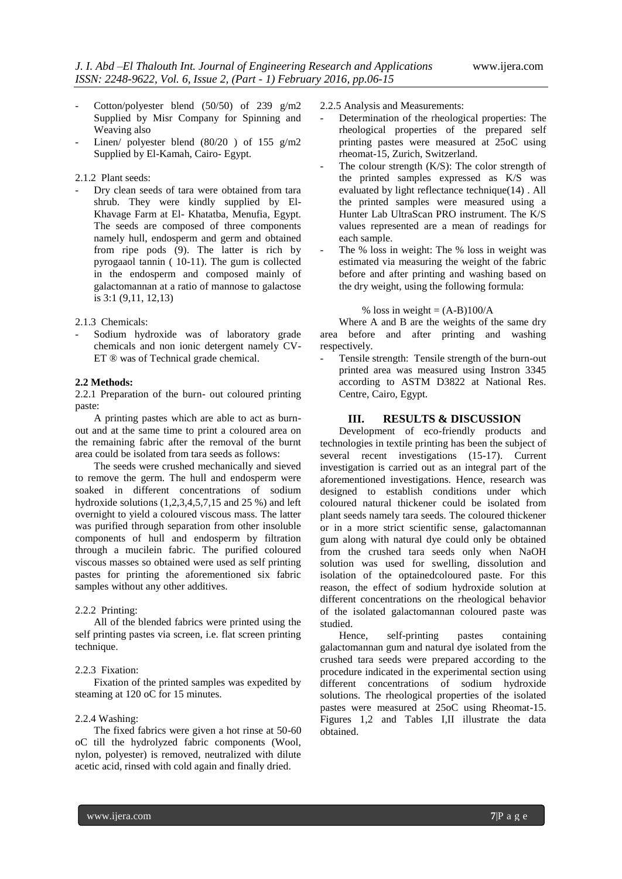- Cotton/polyester blend (50/50) of 239 g/m2 Supplied by Misr Company for Spinning and Weaving also
- Linen/ polyester blend (80/20 ) of 155 g/m2 Supplied by El-Kamah, Cairo- Egypt.

2.1.2 Plant seeds:

- Dry clean seeds of tara were obtained from tara shrub. They were kindly supplied by El-Khavage Farm at El- Khatatba, Menufia, Egypt. The seeds are composed of three components namely hull, endosperm and germ and obtained from ripe pods (9). The latter is rich by pyrogaaol tannin ( 10-11). The gum is collected in the endosperm and composed mainly of galactomannan at a ratio of mannose to galactose is 3:1 (9,11, 12,13)

2.1.3 Chemicals:

- Sodium hydroxide was of laboratory grade chemicals and non ionic detergent namely CV-ET ® was of Technical grade chemical.

**2.2 Methods:**

2.2.1 Preparation of the burn- out coloured printing paste:

A printing pastes which are able to act as burn-out and at the same time to print a coloured area on the remaining fabric after the removal of the burnt area could be isolated from tara seeds as follows:

The seeds were crushed mechanically and sieved to remove the germ. The hull and endosperm were soaked in different concentrations of sodium hydroxide solutions (1,2,3,4,5,7,15 and 25 %) and left overnight to yield a coloured viscous mass. The latter was purified through separation from other insoluble components of hull and endosperm by filtration through a mucilein fabric. The purified coloured viscous masses so obtained were used as self printing pastes for printing the aforementioned six fabric samples without any other additives.

2.2.2 Printing:

All of the blended fabrics were printed using the self printing pastes via screen, i.e. flat screen printing technique.

2.2.3 Fixation:

Fixation of the printed samples was expedited by steaming at 120 oC for 15 minutes.

2.2.4 Washing:

The fixed fabrics were given a hot rinse at 50-60 oC till the hydrolyzed fabric components (Wool, nylon, polyester) is removed, neutralized with dilute acetic acid, rinsed with cold again and finally dried.

2.2.5 Analysis and Measurements:

- Determination of the rheological properties: The rheological properties of the prepared self printing pastes were measured at 25oC using rheomat-15, Zurich, Switzerland.
- The colour strength (K/S): The color strength of the printed samples expressed as K/S was evaluated by light reflectance technique(14) . All the printed samples were measured using a Hunter Lab UltraScan PRO instrument. The K/S values represented are a mean of readings for each sample.
- The % loss in weight: The % loss in weight was estimated via measuring the weight of the fabric before and after printing and washing based on the dry weight, using the following formula:

$$\% \text{ loss in weight} = (A-B)100/A$$

Where A and B are the weights of the same dry area before and after printing and washing respectively.

- Tensile strength: Tensile strength of the burn-out printed area was measured using Instron 3345 according to ASTM D3822 at National Res. Centre, Cairo, Egypt.

## III. RESULTS & DISCUSSION

Development of eco-friendly products and technologies in textile printing has been the subject of several recent investigations (15-17). Current investigation is carried out as an integral part of the aforementioned investigations. Hence, research was designed to establish conditions under which coloured natural thickener could be isolated from plant seeds namely tara seeds. The coloured thickener or in a more strict scientific sense, galactomannan gum along with natural dye could only be obtained from the crushed tara seeds only when NaOH solution was used for swelling, dissolution and isolation of the optainedcoloured paste. For this reason, the effect of sodium hydroxide solution at different concentrations on the rheological behavior of the isolated galactomannan coloured paste was studied.

Hence, self-printing pastes containing galactomannan gum and natural dye isolated from the crushed tara seeds were prepared according to the procedure indicated in the experimental section using different concentrations of sodium hydroxide solutions. The rheological properties of the isolated pastes were measured at 25oC using Rheomat-15. Figures 1,2 and Tables I,II illustrate the data obtained.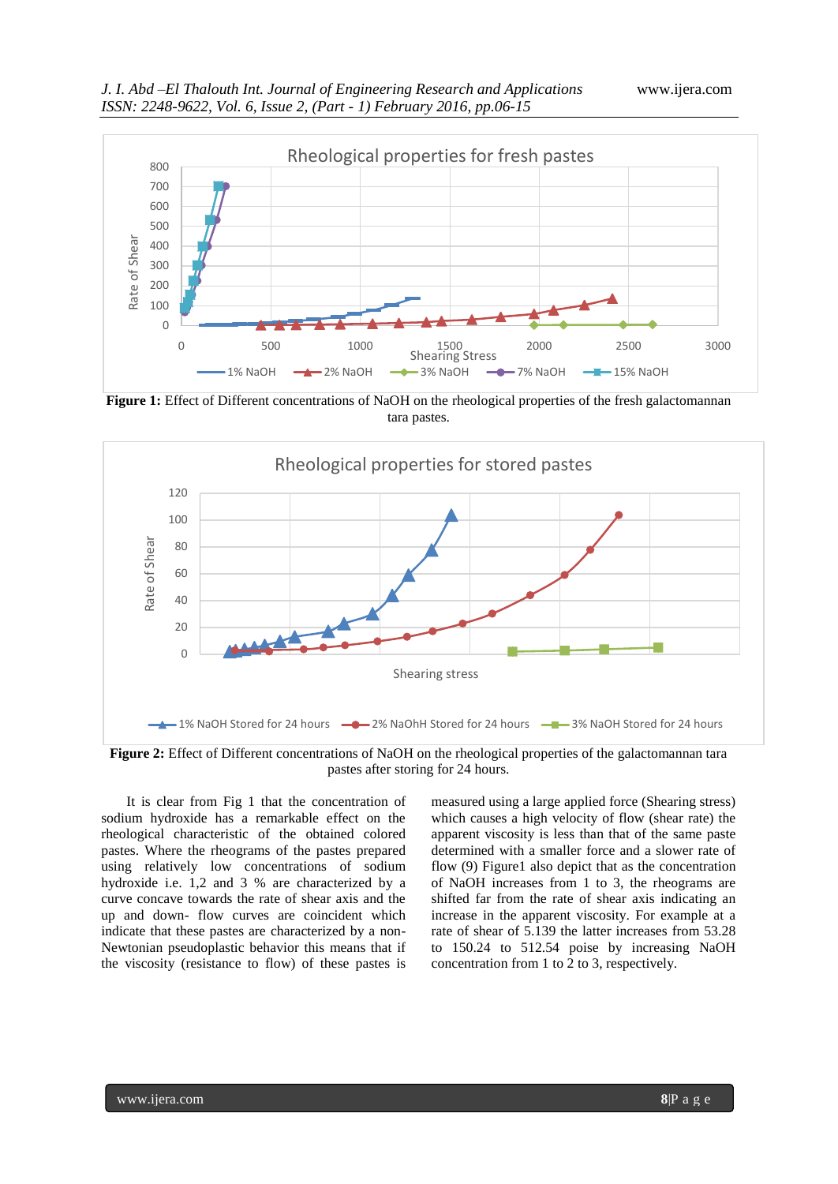**Figure 1:** Effect of Different concentrations of NaOH on the rheological properties of the fresh galactomannan tara pastes.

**Figure 2:** Effect of Different concentrations of NaOH on the rheological properties of the galactomannan tara pastes after storing for 24 hours.

It is clear from Fig 1 that the concentration of sodium hydroxide has a remarkable effect on the rheological characteristic of the obtained colored pastes. Where the rheograms of the pastes prepared using relatively low concentrations of sodium hydroxide i.e. 1,2 and 3 % are characterized by a curve concave towards the rate of shear axis and the up and down- flow curves are coincident which indicate that these pastes are characterized by a non-Newtonian pseudoplastic behavior this means that if the viscosity (resistance to flow) of these pastes is measured using a large applied force (Shearing stress) which causes a high velocity of flow (shear rate) the apparent viscosity is less than that of the same paste determined with a smaller force and a slower rate of flow (9) Figure1 also depict that as the concentration of NaOH increases from 1 to 3, the rheograms are shifted far from the rate of shear axis indicating an increase in the apparent viscosity. For example at a rate of shear of 5.139 the latter increases from 53.28 to 150.24 to 512.54 poise by increasing NaOH concentration from 1 to 2 to 3, respectively.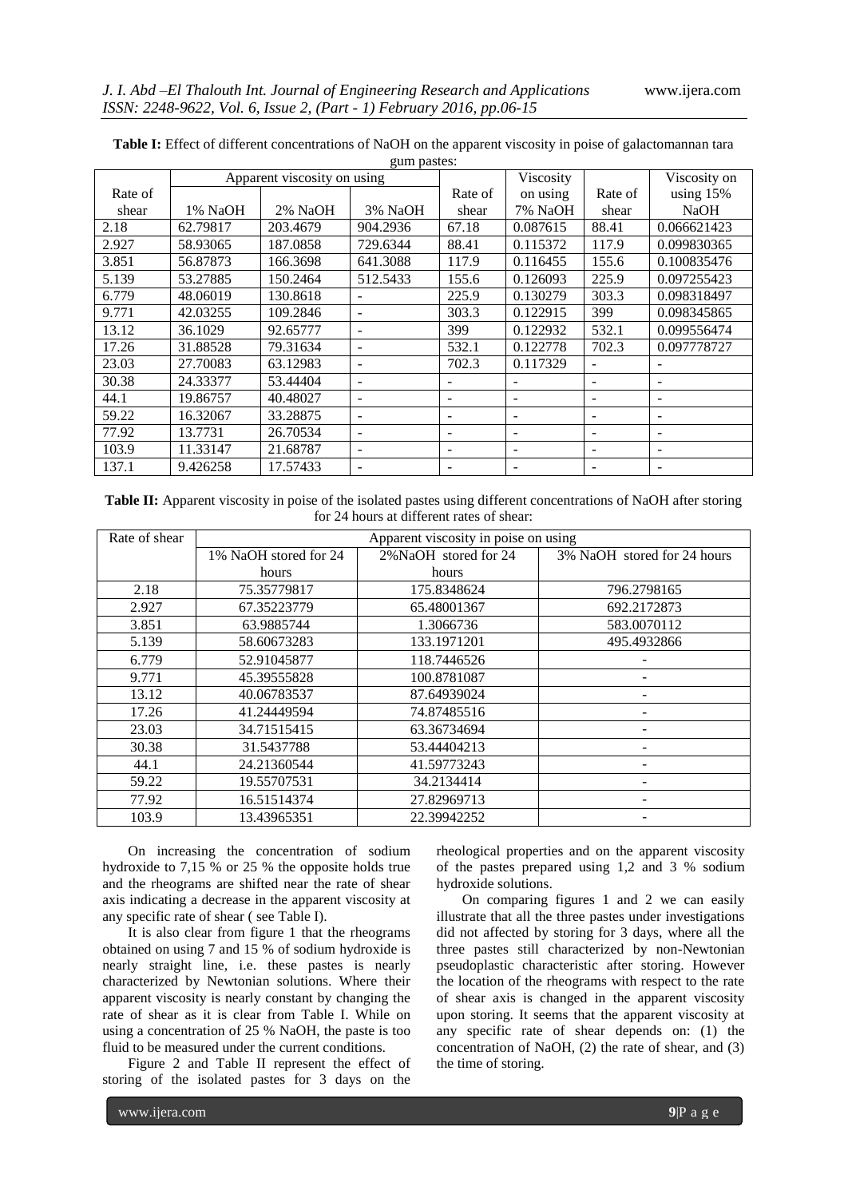**Table I:** Effect of different concentrations of NaOH on the apparent viscosity in poise of galactomannan tara gum pastes:

| Rate of shear | Apparent viscosity on using | | | Rate of shear | Viscosity on using 7% NaOH | Rate of shear | Viscosity on using 15% NaOH |
|---|---|---|---|---|---|---|---|
| | 1% NaOH | 2% NaOH | 3% NaOH | | | | |
| 2.18 | 62.79817 | 203.4679 | 904.2936 | 67.18 | 0.087615 | 88.41 | 0.066621423 |
| 2.927 | 58.93065 | 187.0858 | 729.6344 | 88.41 | 0.115372 | 117.9 | 0.099830365 |
| 3.851 | 56.87873 | 166.3698 | 641.3088 | 117.9 | 0.116455 | 155.6 | 0.100835476 |
| 5.139 | 53.27885 | 150.2464 | 512.5433 | 155.6 | 0.126093 | 225.9 | 0.097255423 |
| 6.779 | 48.06019 | 130.8618 | - | 225.9 | 0.130279 | 303.3 | 0.098318497 |
| 9.771 | 42.03255 | 109.2846 | - | 303.3 | 0.122915 | 399 | 0.098345865 |
| 13.12 | 36.1029 | 92.65777 | - | 399 | 0.122932 | 532.1 | 0.099556474 |
| 17.26 | 31.88528 | 79.31634 | - | 532.1 | 0.122778 | 702.3 | 0.097778727 |
| 23.03 | 27.70083 | 63.12983 | - | 702.3 | 0.117329 | - | - |
| 30.38 | 24.33377 | 53.44404 | - | - | - | - | - |
| 44.1 | 19.86757 | 40.48027 | - | - | - | - | - |
| 59.22 | 16.32067 | 33.28875 | - | - | - | - | - |
| 77.92 | 13.7731 | 26.70534 | - | - | - | - | - |
| 103.9 | 11.33147 | 21.68787 | - | - | - | - | - |
| 137.1 | 9.426258 | 17.57433 | - | - | - | - | - |

**Table II:** Apparent viscosity in poise of the isolated pastes using different concentrations of NaOH after storing for 24 hours at different rates of shear:

| Rate of shear | Apparent viscosity in poise on using | | |
|---|---|---|---|
| | 1% NaOH stored for 24 hours | 2%NaOH stored for 24 hours | 3% NaOH stored for 24 hours |
| 2.18 | 75.35779817 | 175.8348624 | 796.2798165 |
| 2.927 | 67.35223779 | 65.48001367 | 692.2172873 |
| 3.851 | 63.9885744 | 1.3066736 | 583.0070112 |
| 5.139 | 58.60673283 | 133.1971201 | 495.4932866 |
| 6.779 | 52.91045877 | 118.7446526 | - |
| 9.771 | 45.39555828 | 100.8781087 | - |
| 13.12 | 40.06783537 | 87.64939024 | - |
| 17.26 | 41.24449594 | 74.87485516 | - |
| 23.03 | 34.71515415 | 63.36734694 | - |
| 30.38 | 31.5437788 | 53.44404213 | - |
| 44.1 | 24.21360544 | 41.59773243 | - |
| 59.22 | 19.55707531 | 34.2134414 | - |
| 77.92 | 16.51514374 | 27.82969713 | - |
| 103.9 | 13.43965351 | 22.39942252 | - |

On increasing the concentration of sodium hydroxide to 7,15 % or 25 % the opposite holds true and the rheograms are shifted near the rate of shear axis indicating a decrease in the apparent viscosity at any specific rate of shear ( see Table I).

It is also clear from figure 1 that the rheograms obtained on using 7 and 15 % of sodium hydroxide is nearly straight line, i.e. these pastes is nearly characterized by Newtonian solutions. Where their apparent viscosity is nearly constant by changing the rate of shear as it is clear from Table I. While on using a concentration of 25 % NaOH, the paste is too fluid to be measured under the current conditions.

Figure 2 and Table II represent the effect of storing of the isolated pastes for 3 days on the rheological properties and on the apparent viscosity of the pastes prepared using 1,2 and 3 % sodium hydroxide solutions.

On comparing figures 1 and 2 we can easily illustrate that all the three pastes under investigations did not affected by storing for 3 days, where all the three pastes still characterized by non-Newtonian pseudoplastic characteristic after storing. However the location of the rheograms with respect to the rate of shear axis is changed in the apparent viscosity upon storing. It seems that the apparent viscosity at any specific rate of shear depends on: (1) the concentration of NaOH, (2) the rate of shear, and (3) the time of storing.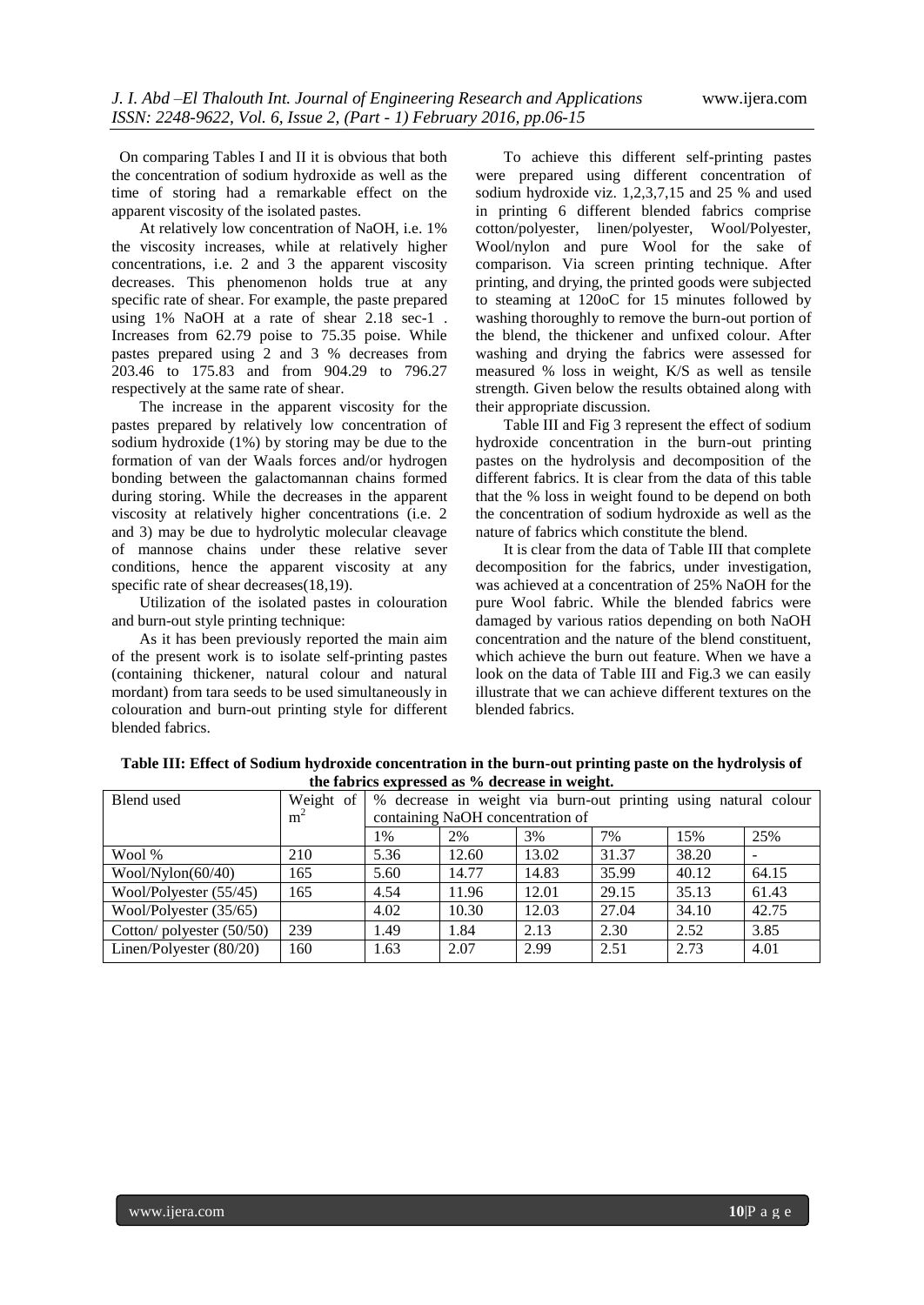On comparing Tables I and II it is obvious that both the concentration of sodium hydroxide as well as the time of storing had a remarkable effect on the apparent viscosity of the isolated pastes.

At relatively low concentration of NaOH, i.e. 1% the viscosity increases, while at relatively higher concentrations, i.e. 2 and 3 the apparent viscosity decreases. This phenomenon holds true at any specific rate of shear. For example, the paste prepared using 1% NaOH at a rate of shear 2.18 sec-1 . Increases from 62.79 poise to 75.35 poise. While pastes prepared using 2 and 3 % decreases from 203.46 to 175.83 and from 904.29 to 796.27 respectively at the same rate of shear.

The increase in the apparent viscosity for the pastes prepared by relatively low concentration of sodium hydroxide (1%) by storing may be due to the formation of van der Waals forces and/or hydrogen bonding between the galactomannan chains formed during storing. While the decreases in the apparent viscosity at relatively higher concentrations (i.e. 2 and 3) may be due to hydrolytic molecular cleavage of mannose chains under these relative sever conditions, hence the apparent viscosity at any specific rate of shear decreases(18,19).

Utilization of the isolated pastes in colouration and burn-out style printing technique:

As it has been previously reported the main aim of the present work is to isolate self-printing pastes (containing thickener, natural colour and natural mordant) from tara seeds to be used simultaneously in colouration and burn-out printing style for different blended fabrics.

To achieve this different self-printing pastes were prepared using different concentration of sodium hydroxide viz. 1,2,3,7,15 and 25 % and used in printing 6 different blended fabrics comprise cotton/polyester, linen/polyester, Wool/Polyester, Wool/nylon and pure Wool for the sake of comparison. Via screen printing technique. After printing, and drying, the printed goods were subjected to steaming at 120oC for 15 minutes followed by washing thoroughly to remove the burn-out portion of the blend, the thickener and unfixed colour. After washing and drying the fabrics were assessed for measured % loss in weight, K/S as well as tensile strength. Given below the results obtained along with their appropriate discussion.

Table III and Fig 3 represent the effect of sodium hydroxide concentration in the burn-out printing pastes on the hydrolysis and decomposition of the different fabrics. It is clear from the data of this table that the % loss in weight found to be depend on both the concentration of sodium hydroxide as well as the nature of fabrics which constitute the blend.

It is clear from the data of Table III that complete decomposition for the fabrics, under investigation, was achieved at a concentration of 25% NaOH for the pure Wool fabric. While the blended fabrics were damaged by various ratios depending on both NaOH concentration and the nature of the blend constituent, which achieve the burn out feature. When we have a look on the data of Table III and Fig.3 we can easily illustrate that we can achieve different textures on the blended fabrics.

**Table III: Effect of Sodium hydroxide concentration in the burn-out printing paste on the hydrolysis of the fabrics expressed as % decrease in weight.**

| Blend used | Weight of $m^2$ | % decrease in weight via burn-out printing using natural colour containing NaOH concentration of | | | | | |
|---|---|---|---|---|---|---|---|
| | | 1% | 2% | 3% | 7% | 15% | 25% |
| Wool % | 210 | 5.36 | 12.60 | 13.02 | 31.37 | 38.20 | - |
| Wool/Nylon(60/40) | 165 | 5.60 | 14.77 | 14.83 | 35.99 | 40.12 | 64.15 |
| Wool/Polyester (55/45) | 165 | 4.54 | 11.96 | 12.01 | 29.15 | 35.13 | 61.43 |
| Wool/Polyester (35/65) | | 4.02 | 10.30 | 12.03 | 27.04 | 34.10 | 42.75 |
| Cotton/ polyester (50/50) | 239 | 1.49 | 1.84 | 2.13 | 2.30 | 2.52 | 3.85 |
| Linen/Polyester (80/20) | 160 | 1.63 | 2.07 | 2.99 | 2.51 | 2.73 | 4.01 |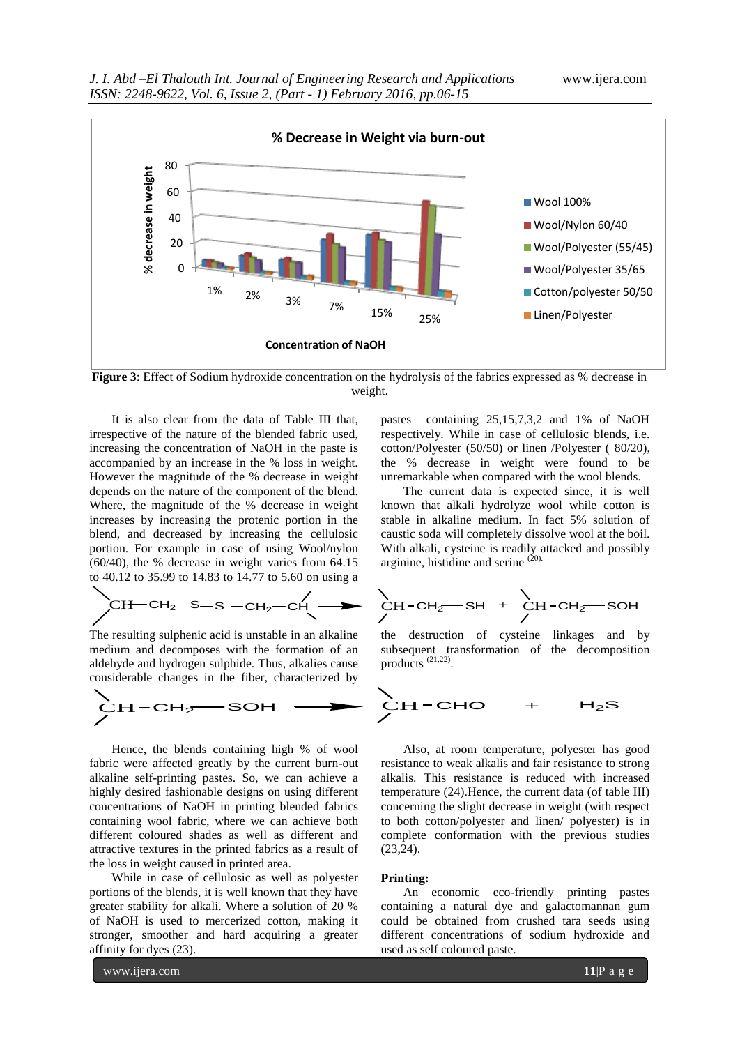**Figure 3**: Effect of Sodium hydroxide concentration on the hydrolysis of the fabrics expressed as % decrease in weight.

It is also clear from the data of Table III that, irrespective of the nature of the blended fabric used, increasing the concentration of NaOH in the paste is accompanied by an increase in the % loss in weight. However the magnitude of the % decrease in weight depends on the nature of the component of the blend. Where, the magnitude of the % decrease in weight increases by increasing the protenic portion in the blend, and decreased by increasing the cellulosic portion. For example in case of using Wool/nylon (60/40), the % decrease in weight varies from 64.15 to 40.12 to 35.99 to 14.83 to 14.77 to 5.60 on using a pastes containing 25,15,7,3,2 and 1% of NaOH respectively. While in case of cellulosic blends, i.e. cotton/Polyester (50/50) or linen /Polyester ( 80/20), the % decrease in weight were found to be unremarkable when compared with the wool blends.

The current data is expected since, it is well known that alkali hydrolyze wool while cotton is stable in alkaline medium. In fact 5% solution of caustic soda will completely dissolve wool at the boil. With alkali, cysteine is readily attacked and possibly arginine, histidine and serine [20].

$$\rangle CH-CH_2-S-S-CH_2-CH\langle \longrightarrow \rangle CH-CH_2-SH + \rangle CH-CH_2-SOH$$

The resulting sulphenic acid is unstable in an alkaline medium and decomposes with the formation of an aldehyde and hydrogen sulphide. Thus, alkalies cause considerable changes in the fiber, characterized by the destruction of cysteine linkages and by subsequent transformation of the decomposition products [21,22].

$$\rangle CH-CH_2-SOH \longrightarrow \rangle CH-CHO + H_2S$$

Hence, the blends containing high % of wool fabric were affected greatly by the current burn-out alkaline self-printing pastes. So, we can achieve a highly desired fashionable designs on using different concentrations of NaOH in printing blended fabrics containing wool fabric, where we can achieve both different coloured shades as well as different and attractive textures in the printed fabrics as a result of the loss in weight caused in printed area.

While in case of cellulosic as well as polyester portions of the blends, it is well known that they have greater stability for alkali. Where a solution of 20 % of NaOH is used to mercerized cotton, making it stronger, smoother and hard acquiring a greater affinity for dyes (23).

Also, at room temperature, polyester has good resistance to weak alkalis and fair resistance to strong alkalis. This resistance is reduced with increased temperature (24).Hence, the current data (of table III) concerning the slight decrease in weight (with respect to both cotton/polyester and linen/ polyester) is in complete conformation with the previous studies (23,24).

**Printing:**

An economic eco-friendly printing pastes containing a natural dye and galactomannan gum could be obtained from crushed tara seeds using different concentrations of sodium hydroxide and used as self coloured paste.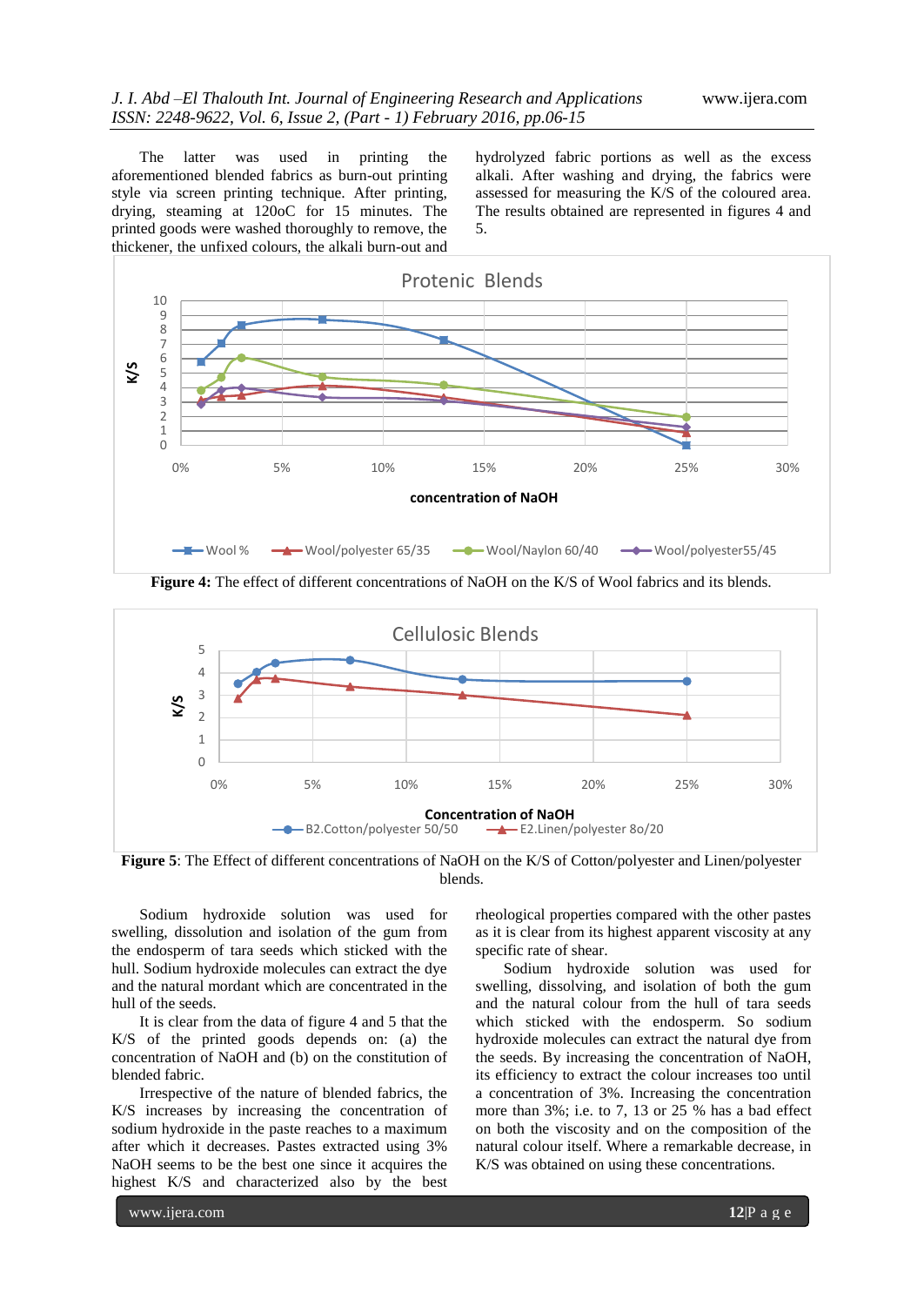The latter was used in printing the aforementioned blended fabrics as burn-out printing style via screen printing technique. After printing, drying, steaming at 120oC for 15 minutes. The printed goods were washed thoroughly to remove, the thickener, the unfixed colours, the alkali burn-out and hydrolyzed fabric portions as well as the excess alkali. After washing and drying, the fabrics were assessed for measuring the K/S of the coloured area. The results obtained are represented in figures 4 and 5.

**Figure 4:** The effect of different concentrations of NaOH on the K/S of Wool fabrics and its blends.

**Figure 5**: The Effect of different concentrations of NaOH on the K/S of Cotton/polyester and Linen/polyester blends.

Sodium hydroxide solution was used for swelling, dissolution and isolation of the gum from the endosperm of tara seeds which sticked with the hull. Sodium hydroxide molecules can extract the dye and the natural mordant which are concentrated in the hull of the seeds.

It is clear from the data of figure 4 and 5 that the K/S of the printed goods depends on: (a) the concentration of NaOH and (b) on the constitution of blended fabric.

Irrespective of the nature of blended fabrics, the K/S increases by increasing the concentration of sodium hydroxide in the paste reaches to a maximum after which it decreases. Pastes extracted using 3% NaOH seems to be the best one since it acquires the highest K/S and characterized also by the best rheological properties compared with the other pastes as it is clear from its highest apparent viscosity at any specific rate of shear.

Sodium hydroxide solution was used for swelling, dissolving, and isolation of both the gum and the natural colour from the hull of tara seeds which sticked with the endosperm. So sodium hydroxide molecules can extract the natural dye from the seeds. By increasing the concentration of NaOH, its efficiency to extract the colour increases too until a concentration of 3%. Increasing the concentration more than 3%; i.e. to 7, 13 or 25 % has a bad effect on both the viscosity and on the composition of the natural colour itself. Where a remarkable decrease, in K/S was obtained on using these concentrations.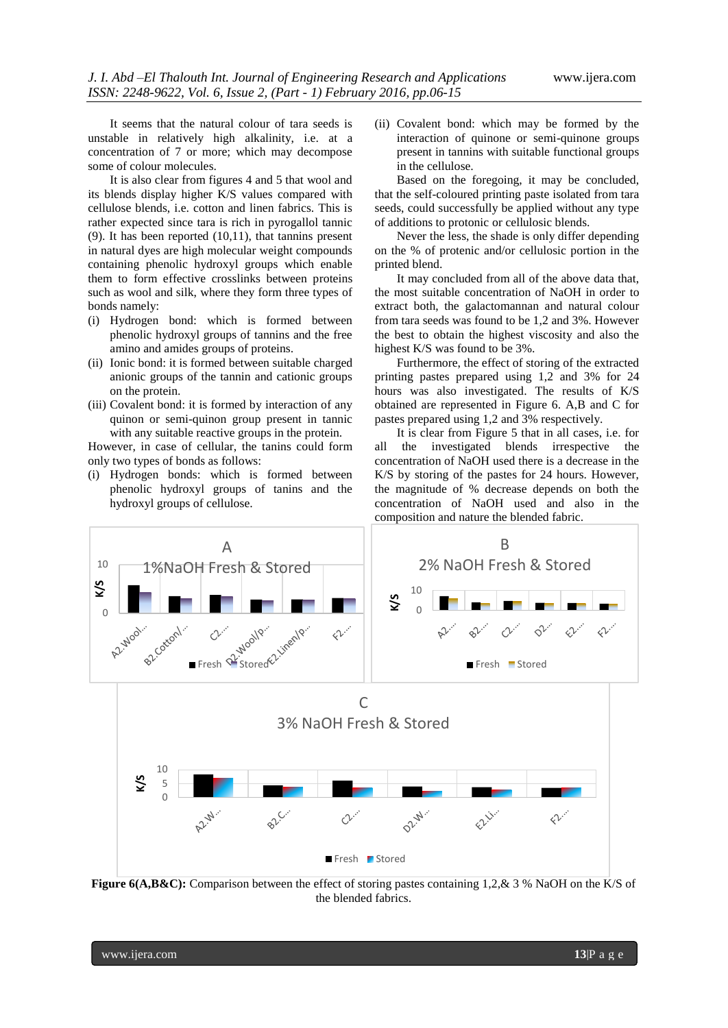It seems that the natural colour of tara seeds is unstable in relatively high alkalinity, i.e. at a concentration of 7 or more; which may decompose some of colour molecules.

It is also clear from figures 4 and 5 that wool and its blends display higher K/S values compared with cellulose blends, i.e. cotton and linen fabrics. This is rather expected since tara is rich in pyrogallol tannic (9). It has been reported (10,11), that tannins present in natural dyes are high molecular weight compounds containing phenolic hydroxyl groups which enable them to form effective crosslinks between proteins such as wool and silk, where they form three types of bonds namely:

(i) Hydrogen bond: which is formed between phenolic hydroxyl groups of tannins and the free amino and amides groups of proteins.
(ii) Ionic bond: it is formed between suitable charged anionic groups of the tannin and cationic groups on the protein.
(iii) Covalent bond: it is formed by interaction of any quinon or semi-quinon group present in tannic with any suitable reactive groups in the protein.

However, in case of cellular, the tanins could form only two types of bonds as follows:

(i) Hydrogen bonds: which is formed between phenolic hydroxyl groups of tanins and the hydroxyl groups of cellulose.
(ii) Covalent bond: which may be formed by the interaction of quinone or semi-quinone groups present in tannins with suitable functional groups in the cellulose.

Based on the foregoing, it may be concluded, that the self-coloured printing paste isolated from tara seeds, could successfully be applied without any type of additions to protonic or cellulosic blends.

Never the less, the shade is only differ depending on the % of protenic and/or cellulosic portion in the printed blend.

It may concluded from all of the above data that, the most suitable concentration of NaOH in order to extract both, the galactomannan and natural colour from tara seeds was found to be 1,2 and 3%. However the best to obtain the highest viscosity and also the highest K/S was found to be 3%.

Furthermore, the effect of storing of the extracted printing pastes prepared using 1,2 and 3% for 24 hours was also investigated. The results of K/S obtained are represented in Figure 6. A,B and C for pastes prepared using 1,2 and 3% respectively.

It is clear from Figure 5 that in all cases, i.e. for all the investigated blends irrespective the concentration of NaOH used there is a decrease in the K/S by storing of the pastes for 24 hours. However, the magnitude of % decrease depends on both the concentration of NaOH used and also in the composition and nature the blended fabric.

**Figure 6(A,B&C):** Comparison between the effect of storing pastes containing 1,2,& 3 % NaOH on the K/S of the blended fabrics.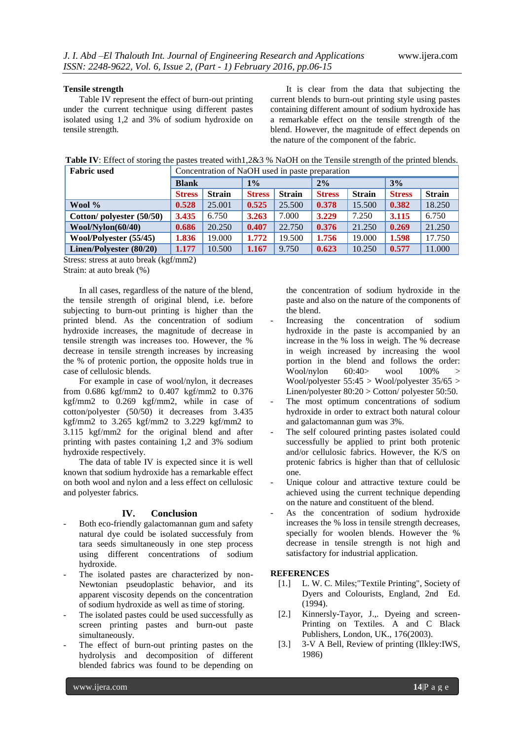### Tensile strength

Table IV represent the effect of burn-out printing under the current technique using different pastes isolated using 1,2 and 3% of sodium hydroxide on tensile strength.

It is clear from the data that subjecting the current blends to burn-out printing style using pastes containing different amount of sodium hydroxide has a remarkable effect on the tensile strength of the blend. However, the magnitude of effect depends on the nature of the component of the fabric.

**Table IV**: Effect of storing the pastes treated with1,2&3 % NaOH on the Tensile strength of the printed blends.

| Fabric used | Concentration of NaOH used in paste preparation | | | | | | | |
|---|---|---|---|---|---|---|---|---|
| | **Blank** | | **1%** | | **2%** | | **3%** | |
| | **Stress** | **Strain** | **Stress** | **Strain** | **Stress** | **Strain** | **Stress** | **Strain** |
| **Wool %** | **0.528** | 25.001 | **0.525** | 25.500 | **0.378** | 15.500 | **0.382** | 18.250 |
| **Cotton/ polyester (50/50)** | **3.435** | 6.750 | **3.263** | 7.000 | **3.229** | 7.250 | **3.115** | 6.750 |
| **Wool/Nylon(60/40)** | **0.686** | 20.250 | **0.407** | 22.750 | **0.376** | 21.250 | **0.269** | 21.250 |
| **Wool/Polyester (55/45)** | **1.836** | 19.000 | **1.772** | 19.500 | **1.756** | 19.000 | **1.598** | 17.750 |
| **Linen/Polyester (80/20)** | **1.177** | 10.500 | **1.167** | 9.750 | **0.623** | 10.250 | **0.577** | 11.000 |

Stress: stress at auto break (kgf/mm2)
Strain: at auto break (%)

In all cases, regardless of the nature of the blend, the tensile strength of original blend, i.e. before subjecting to burn-out printing is higher than the printed blend. As the concentration of sodium hydroxide increases, the magnitude of decrease in tensile strength was increases too. However, the % decrease in tensile strength increases by increasing the % of protenic portion, the opposite holds true in case of cellulosic blends.

For example in case of wool/nylon, it decreases from 0.686 kgf/mm2 to 0.407 kgf/mm2 to 0.376 kgf/mm2 to 0.269 kgf/mm2, while in case of cotton/polyester (50/50) it decreases from 3.435 kgf/mm2 to 3.265 kgf/mm2 to 3.229 kgf/mm2 to 3.115 kgf/mm2 for the original blend and after printing with pastes containing 1,2 and 3% sodium hydroxide respectively.

The data of table IV is expected since it is well known that sodium hydroxide has a remarkable effect on both wool and nylon and a less effect on cellulosic and polyester fabrics.

## IV. Conclusion

- Both eco-friendly galactomannan gum and safety natural dye could be isolated successfuly from tara seeds simultaneously in one step process using different concentrations of sodium hydroxide.
- The isolated pastes are characterized by non-Newtonian pseudoplastic behavior, and its apparent viscosity depends on the concentration of sodium hydroxide as well as time of storing.
- The isolated pastes could be used successfully as screen printing pastes and burn-out paste simultaneously.
- The effect of burn-out printing pastes on the hydrolysis and decomposition of different blended fabrics was found to be depending on the concentration of sodium hydroxide in the paste and also on the nature of the components of the blend.
- Increasing the concentration of sodium hydroxide in the paste is accompanied by an increase in the % loss in weigh. The % decrease in weigh increased by increasing the wool portion in the blend and follows the order: Wool/nylon 60:40> wool 100% > Wool/polyester 55:45 > Wool/polyester 35/65 > Linen/polyester 80:20 > Cotton/ polyester 50:50.
- The most optimum concentrations of sodium hydroxide in order to extract both natural colour and galactomannan gum was 3%.
- The self coloured printing pastes isolated could successfully be applied to print both protenic and/or cellulosic fabrics. However, the K/S on protenic fabrics is higher than that of cellulosic one.
- Unique colour and attractive texture could be achieved using the current technique depending on the nature and constituent of the blend.
- As the concentration of sodium hydroxide increases the % loss in tensile strength decreases, specially for woolen blends. However the % decrease in tensile strength is not high and satisfactory for industrial application.

## REFERENCES

[1.] L. W. C. Miles;"Textile Printing", Society of Dyers and Colourists, England, 2nd Ed. (1994).

[2.] Kinnersly-Tayor, J.,. Dyeing and screen-Printing on Textiles. A and C Black Publishers, London, UK., 176(2003).

[3.] 3-V A Bell, Review of printing (Ilkley:IWS, 1986)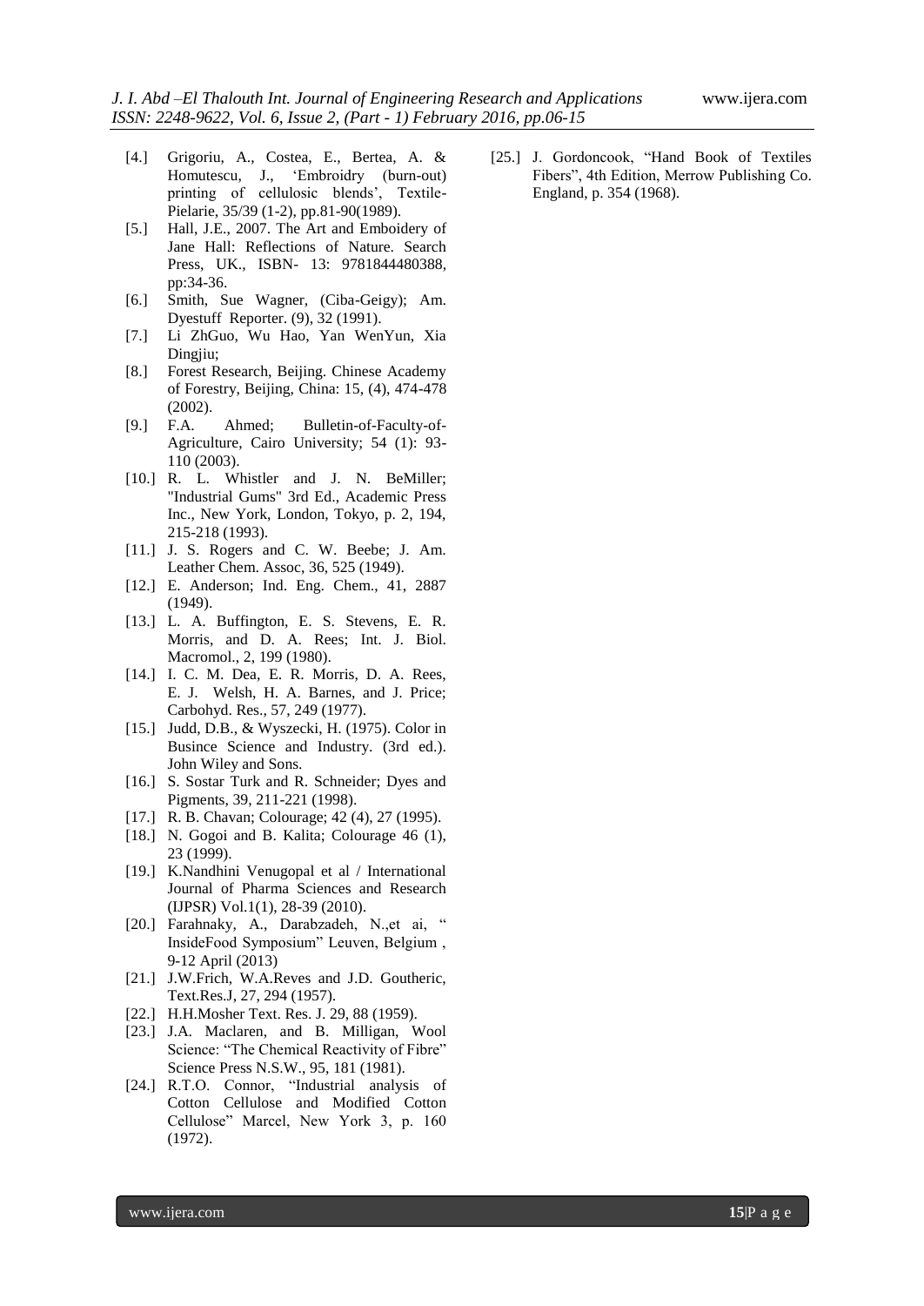[4.] Grigoriu, A., Costea, E., Bertea, A. & Homutescu, J., 'Embroidry (burn-out) printing of cellulosic blends', Textile-Pielarie, 35/39 (1-2), pp.81-90(1989).

[5.] Hall, J.E., 2007. The Art and Emboidery of Jane Hall: Reflections of Nature. Search Press, UK., ISBN- 13: 9781844480388, pp:34-36.

[6.] Smith, Sue Wagner, (Ciba-Geigy); Am. Dyestuff Reporter. (9), 32 (1991).

[7.] Li ZhGuo, Wu Hao, Yan WenYun, Xia Dingjiu;

[8.] Forest Research, Beijing. Chinese Academy of Forestry, Beijing, China: 15, (4), 474-478 (2002).

[9.] F.A. Ahmed; Bulletin-of-Faculty-of-Agriculture, Cairo University; 54 (1): 93-110 (2003).

[10.] R. L. Whistler and J. N. BeMiller; "Industrial Gums" 3rd Ed., Academic Press Inc., New York, London, Tokyo, p. 2, 194, 215-218 (1993).

[11.] J. S. Rogers and C. W. Beebe; J. Am. Leather Chem. Assoc, 36, 525 (1949).

[12.] E. Anderson; Ind. Eng. Chem., 41, 2887 (1949).

[13.] L. A. Buffington, E. S. Stevens, E. R. Morris, and D. A. Rees; Int. J. Biol. Macromol., 2, 199 (1980).

[14.] I. C. M. Dea, E. R. Morris, D. A. Rees, E. J. Welsh, H. A. Barnes, and J. Price; Carbohyd. Res., 57, 249 (1977).

[15.] Judd, D.B., & Wyszecki, H. (1975). Color in Busince Science and Industry. (3rd ed.). John Wiley and Sons.

[16.] S. Sostar Turk and R. Schneider; Dyes and Pigments, 39, 211-221 (1998).

[17.] R. B. Chavan; Colourage; 42 (4), 27 (1995).

[18.] N. Gogoi and B. Kalita; Colourage 46 (1), 23 (1999).

[19.] K.Nandhini Venugopal et al / International Journal of Pharma Sciences and Research (IJPSR) Vol.1(1), 28-39 (2010).

[20.] Farahnaky, A., Darabzadeh, N.,et ai, " InsideFood Symposium" Leuven, Belgium , 9-12 April (2013)

[21.] J.W.Frich, W.A.Reves and J.D. Goutheric, Text.Res.J, 27, 294 (1957).

[22.] H.H.Mosher Text. Res. J. 29, 88 (1959).

[23.] J.A. Maclaren, and B. Milligan, Wool Science: "The Chemical Reactivity of Fibre" Science Press N.S.W., 95, 181 (1981).

[24.] R.T.O. Connor, "Industrial analysis of Cotton Cellulose and Modified Cotton Cellulose" Marcel, New York 3, p. 160 (1972).

[25.] J. Gordoncook, "Hand Book of Textiles Fibers", 4th Edition, Merrow Publishing Co. England, p. 354 (1968).